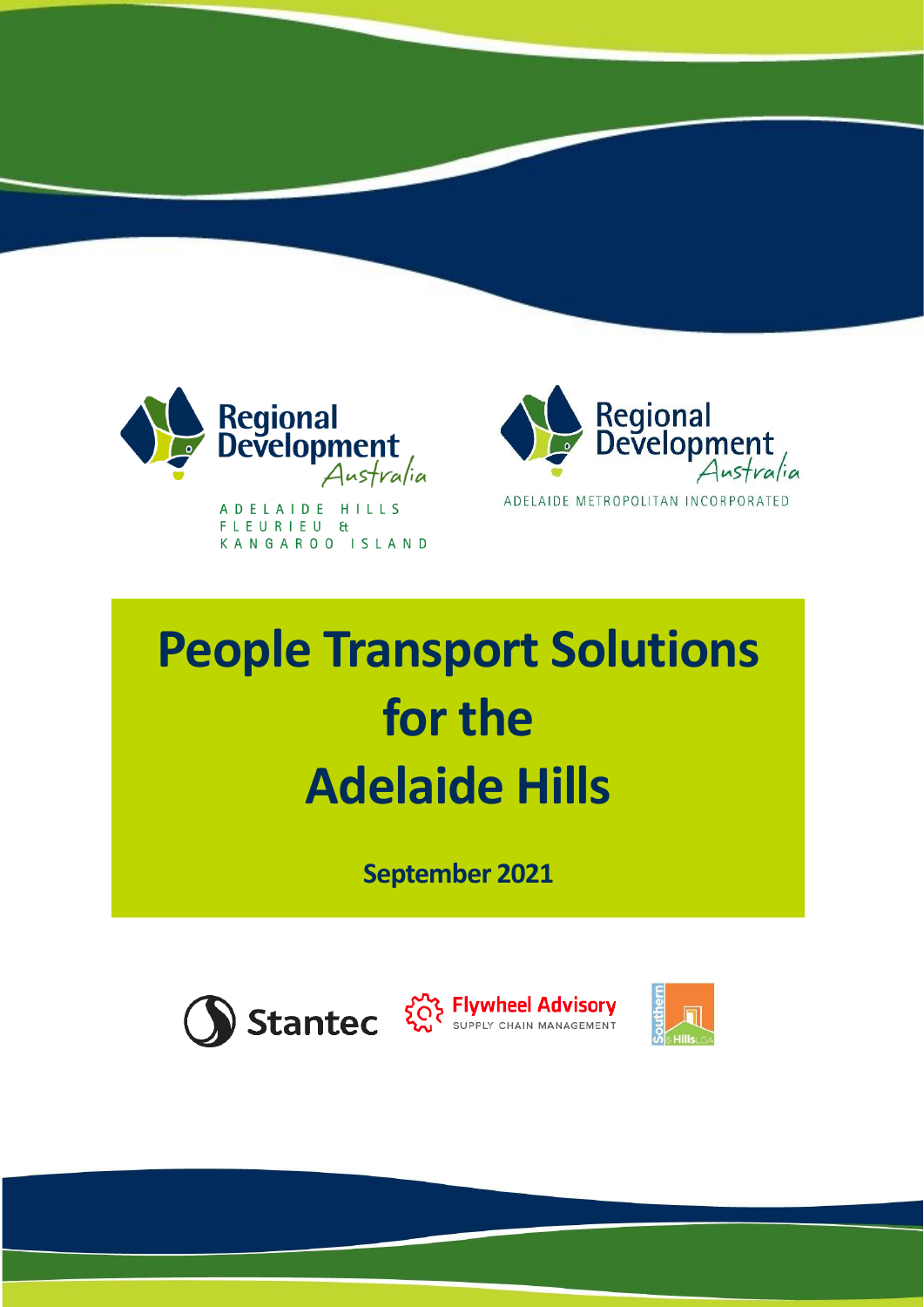Regional Development Australia

ADELAIDE HILLS FLEURIEU & KANGAROO ISLAND

Regional Development Australia

ADELAIDE METROPOLITAN INCORPORATED

# People Transport Solutions for the Adelaide Hills

**September 2021**

Stantec

Flywheel Advisory SUPPLY CHAIN MANAGEMENT

Southern & Hills LGA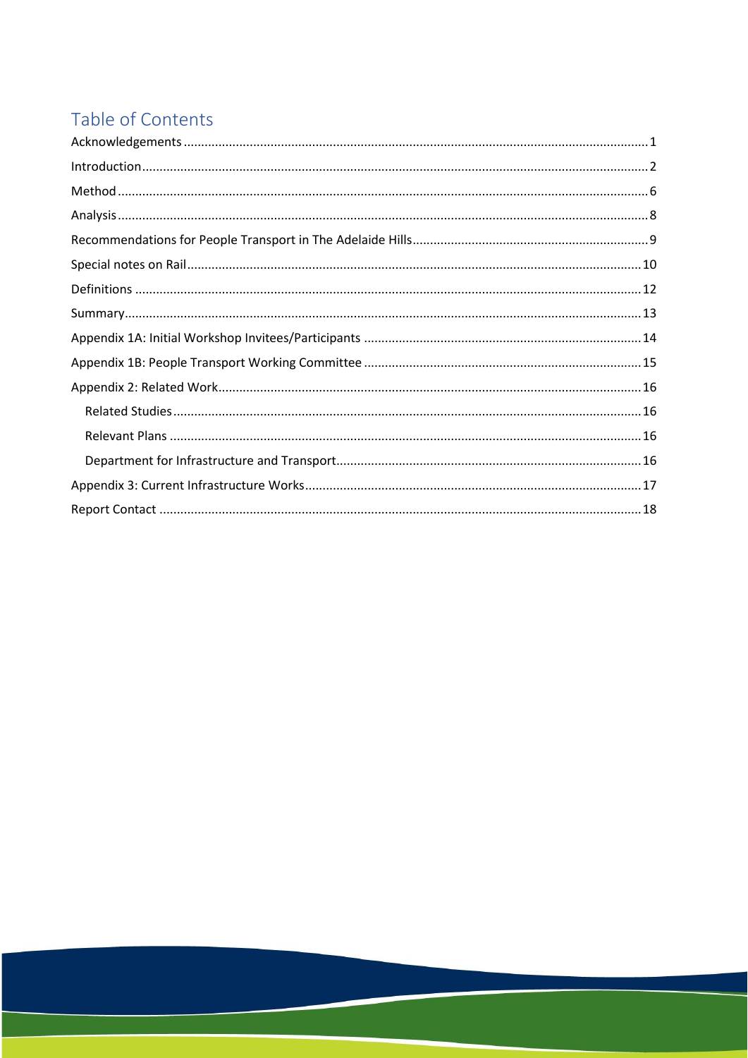# Table of Contents

- Acknowledgements 1
- Introduction 2
- Method 6
- Analysis 8
- Recommendations for People Transport in The Adelaide Hills 9
- Special notes on Rail 10
- Definitions 12
- Summary 13
- Appendix 1A: Initial Workshop Invitees/Participants 14
- Appendix 1B: People Transport Working Committee 15
- Appendix 2: Related Work 16
  - Related Studies 16
  - Relevant Plans 16
  - Department for Infrastructure and Transport 16
- Appendix 3: Current Infrastructure Works 17
- Report Contact 18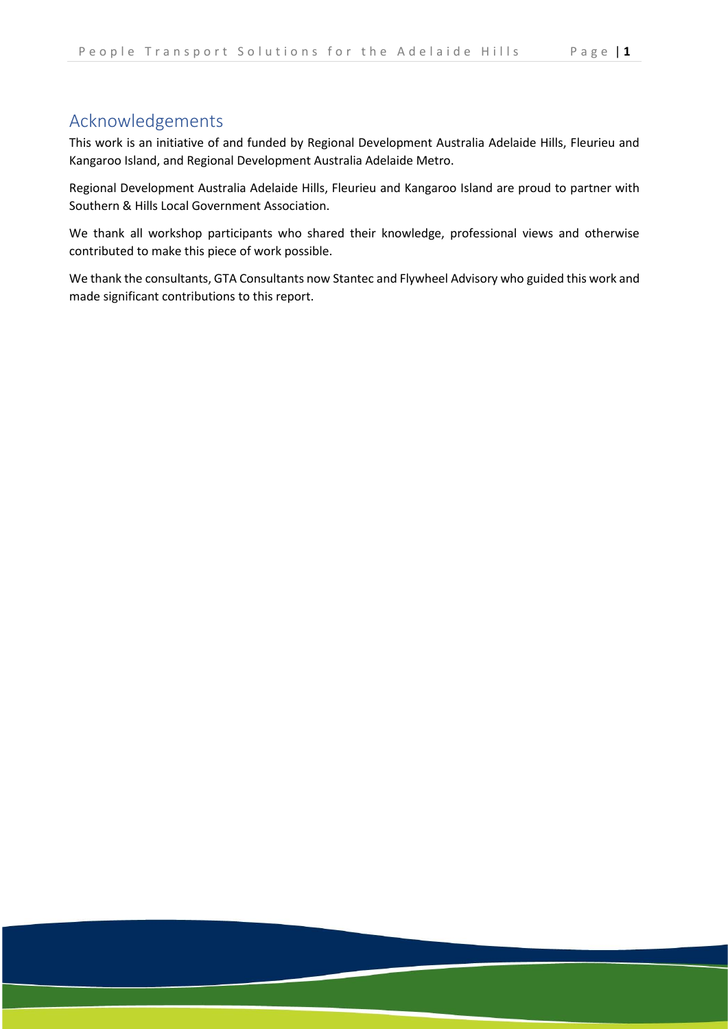## Acknowledgements

This work is an initiative of and funded by Regional Development Australia Adelaide Hills, Fleurieu and Kangaroo Island, and Regional Development Australia Adelaide Metro.

Regional Development Australia Adelaide Hills, Fleurieu and Kangaroo Island are proud to partner with Southern & Hills Local Government Association.

We thank all workshop participants who shared their knowledge, professional views and otherwise contributed to make this piece of work possible.

We thank the consultants, GTA Consultants now Stantec and Flywheel Advisory who guided this work and made significant contributions to this report.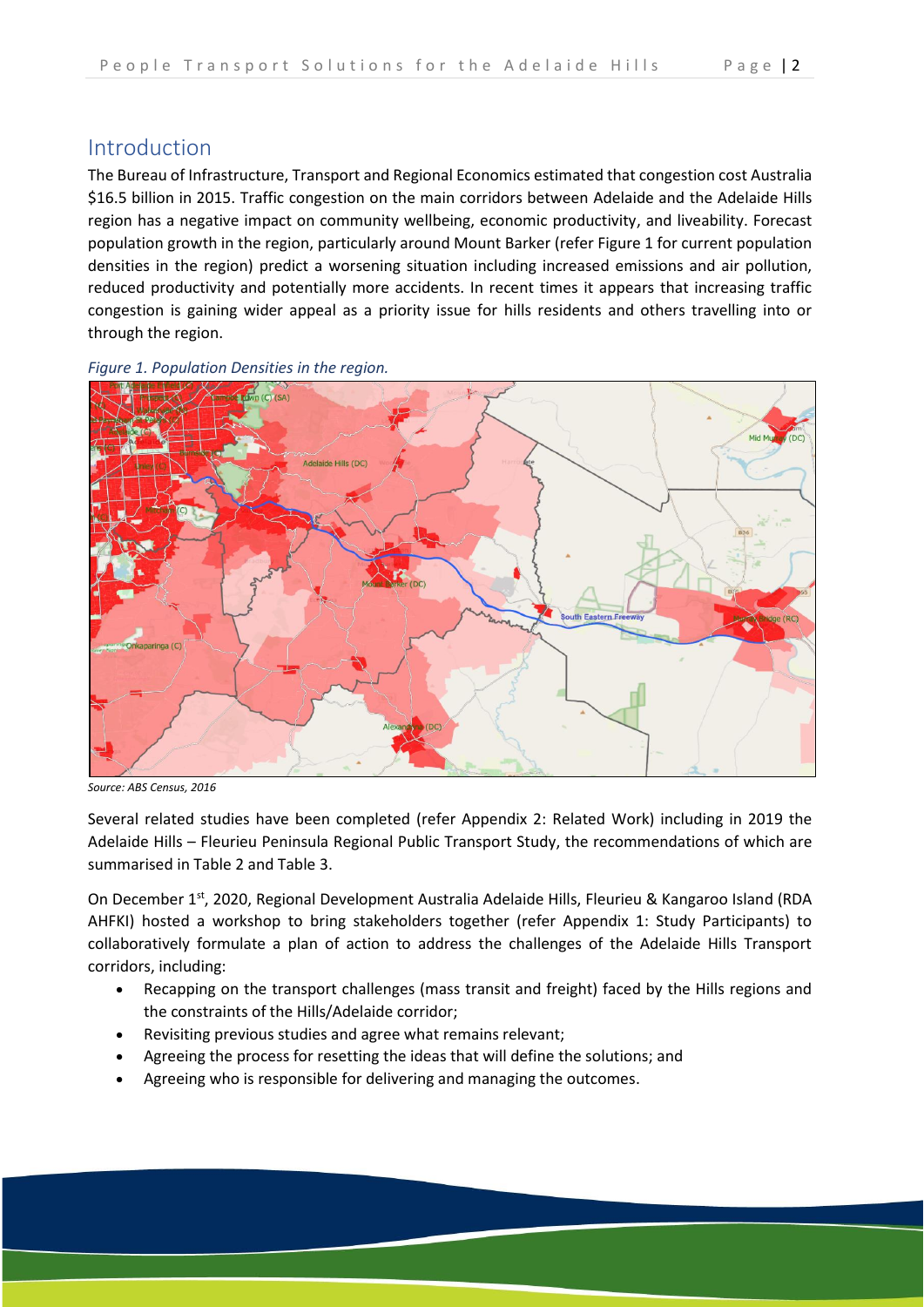## Introduction

The Bureau of Infrastructure, Transport and Regional Economics estimated that congestion cost Australia $16.5 billion in 2015. Traffic congestion on the main corridors between Adelaide and the Adelaide Hills region has a negative impact on community wellbeing, economic productivity, and liveability. Forecast population growth in the region, particularly around Mount Barker (refer Figure 1 for current population densities in the region) predict a worsening situation including increased emissions and air pollution, reduced productivity and potentially more accidents. In recent times it appears that increasing traffic congestion is gaining wider appeal as a priority issue for hills residents and others travelling into or through the region.

*Figure 1. Population Densities in the region.*

*Source: ABS Census, 2016*

Several related studies have been completed (refer Appendix 2: Related Work) including in 2019 the Adelaide Hills – Fleurieu Peninsula Regional Public Transport Study, the recommendations of which are summarised in Table 2 and Table 3.

On December 1st, 2020, Regional Development Australia Adelaide Hills, Fleurieu & Kangaroo Island (RDA AHFKI) hosted a workshop to bring stakeholders together (refer Appendix 1: Study Participants) to collaboratively formulate a plan of action to address the challenges of the Adelaide Hills Transport corridors, including:

- Recapping on the transport challenges (mass transit and freight) faced by the Hills regions and the constraints of the Hills/Adelaide corridor;
- Revisiting previous studies and agree what remains relevant;
- Agreeing the process for resetting the ideas that will define the solutions; and
- Agreeing who is responsible for delivering and managing the outcomes.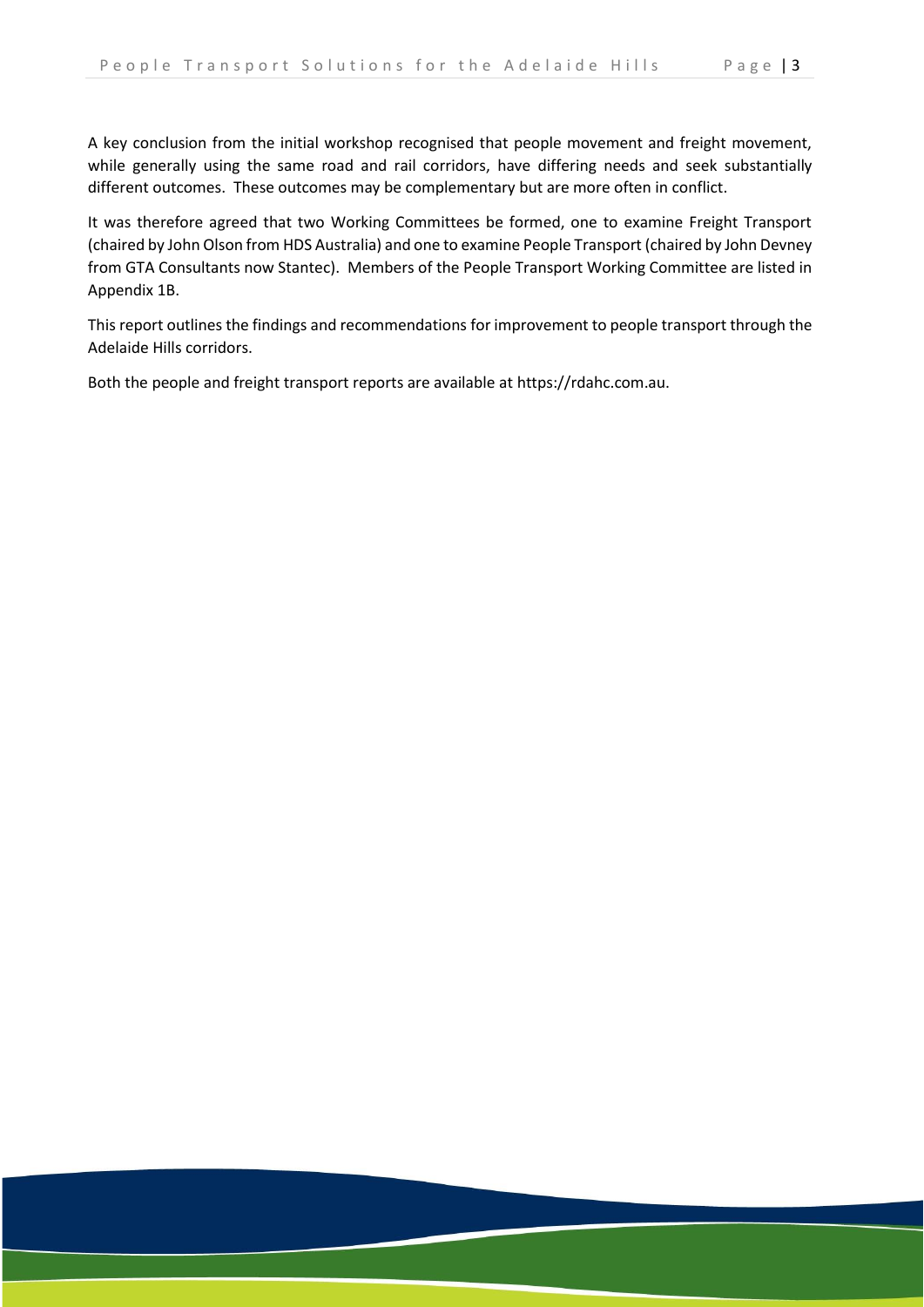A key conclusion from the initial workshop recognised that people movement and freight movement, while generally using the same road and rail corridors, have differing needs and seek substantially different outcomes. These outcomes may be complementary but are more often in conflict.

It was therefore agreed that two Working Committees be formed, one to examine Freight Transport (chaired by John Olson from HDS Australia) and one to examine People Transport (chaired by John Devney from GTA Consultants now Stantec). Members of the People Transport Working Committee are listed in Appendix 1B.

This report outlines the findings and recommendations for improvement to people transport through the Adelaide Hills corridors.

Both the people and freight transport reports are available at https://rdahc.com.au.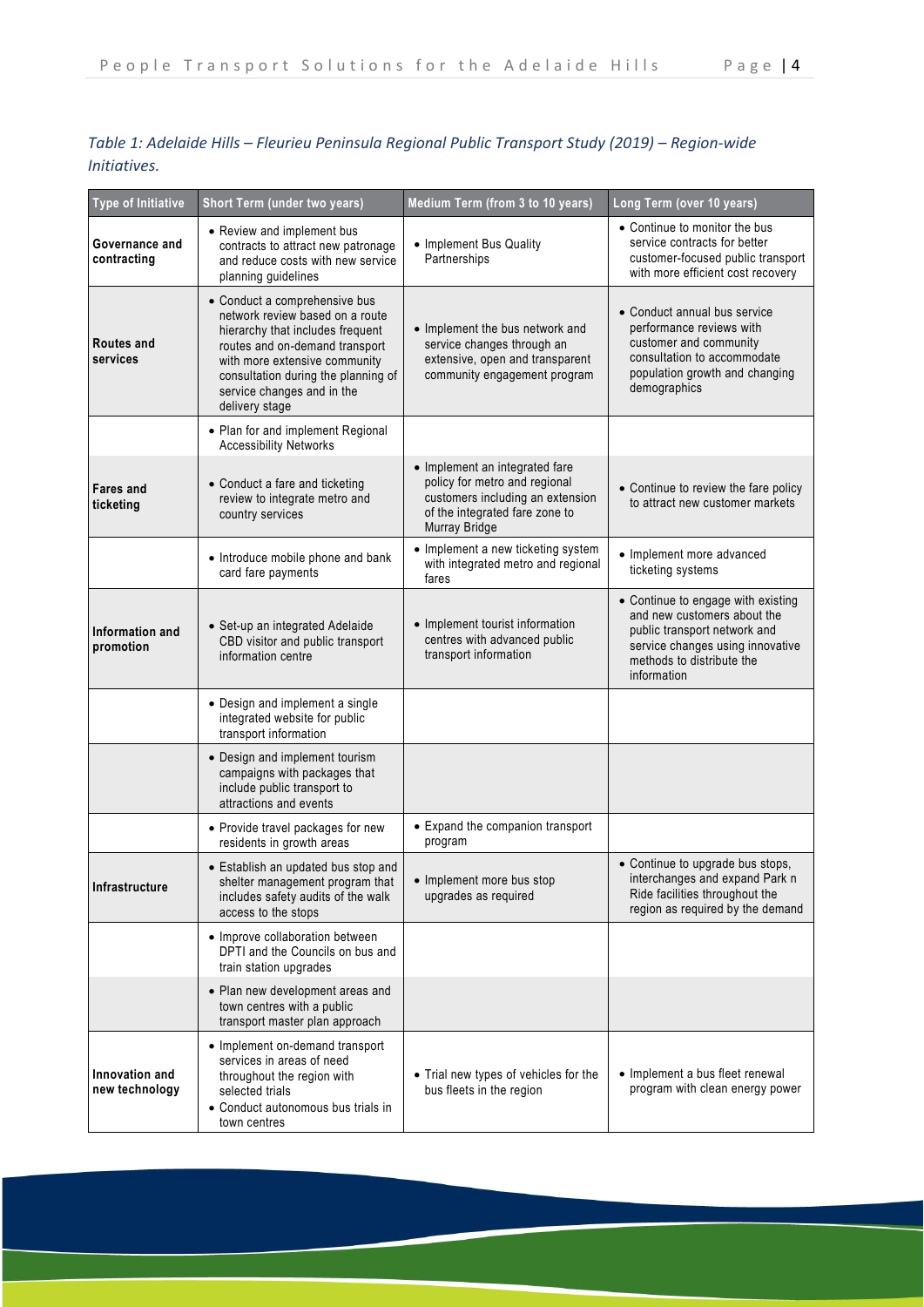*Table 1: Adelaide Hills – Fleurieu Peninsula Regional Public Transport Study (2019) – Region-wide Initiatives.*

| Type of Initiative | Short Term (under two years) | Medium Term (from 3 to 10 years) | Long Term (over 10 years) |
|---|---|---|---|
| **Governance and contracting** | • Review and implement bus contracts to attract new patronage and reduce costs with new service planning guidelines | • Implement Bus Quality Partnerships | • Continue to monitor the bus service contracts for better customer-focused public transport with more efficient cost recovery |
| **Routes and services** | • Conduct a comprehensive bus network review based on a route hierarchy that includes frequent routes and on-demand transport with more extensive community consultation during the planning of service changes and in the delivery stage | • Implement the bus network and service changes through an extensive, open and transparent community engagement program | • Conduct annual bus service performance reviews with customer and community consultation to accommodate population growth and changing demographics |
| | • Plan for and implement Regional Accessibility Networks | | |
| **Fares and ticketing** | • Conduct a fare and ticketing review to integrate metro and country services | • Implement an integrated fare policy for metro and regional customers including an extension of the integrated fare zone to Murray Bridge | • Continue to review the fare policy to attract new customer markets |
| | • Introduce mobile phone and bank card fare payments | • Implement a new ticketing system with integrated metro and regional fares | • Implement more advanced ticketing systems |
| **Information and promotion** | • Set-up an integrated Adelaide CBD visitor and public transport information centre | • Implement tourist information centres with advanced public transport information | • Continue to engage with existing and new customers about the public transport network and service changes using innovative methods to distribute the information |
| | • Design and implement a single integrated website for public transport information | | |
| | • Design and implement tourism campaigns with packages that include public transport to attractions and events | | |
| | • Provide travel packages for new residents in growth areas | • Expand the companion transport program | |
| **Infrastructure** | • Establish an updated bus stop and shelter management program that includes safety audits of the walk access to the stops | • Implement more bus stop upgrades as required | • Continue to upgrade bus stops, interchanges and expand Park n Ride facilities throughout the region as required by the demand |
| | • Improve collaboration between DPTI and the Councils on bus and train station upgrades | | |
| | • Plan new development areas and town centres with a public transport master plan approach | | |
| **Innovation and new technology** | • Implement on-demand transport services in areas of need throughout the region with selected trials<br>• Conduct autonomous bus trials in town centres | • Trial new types of vehicles for the bus fleets in the region | • Implement a bus fleet renewal program with clean energy power |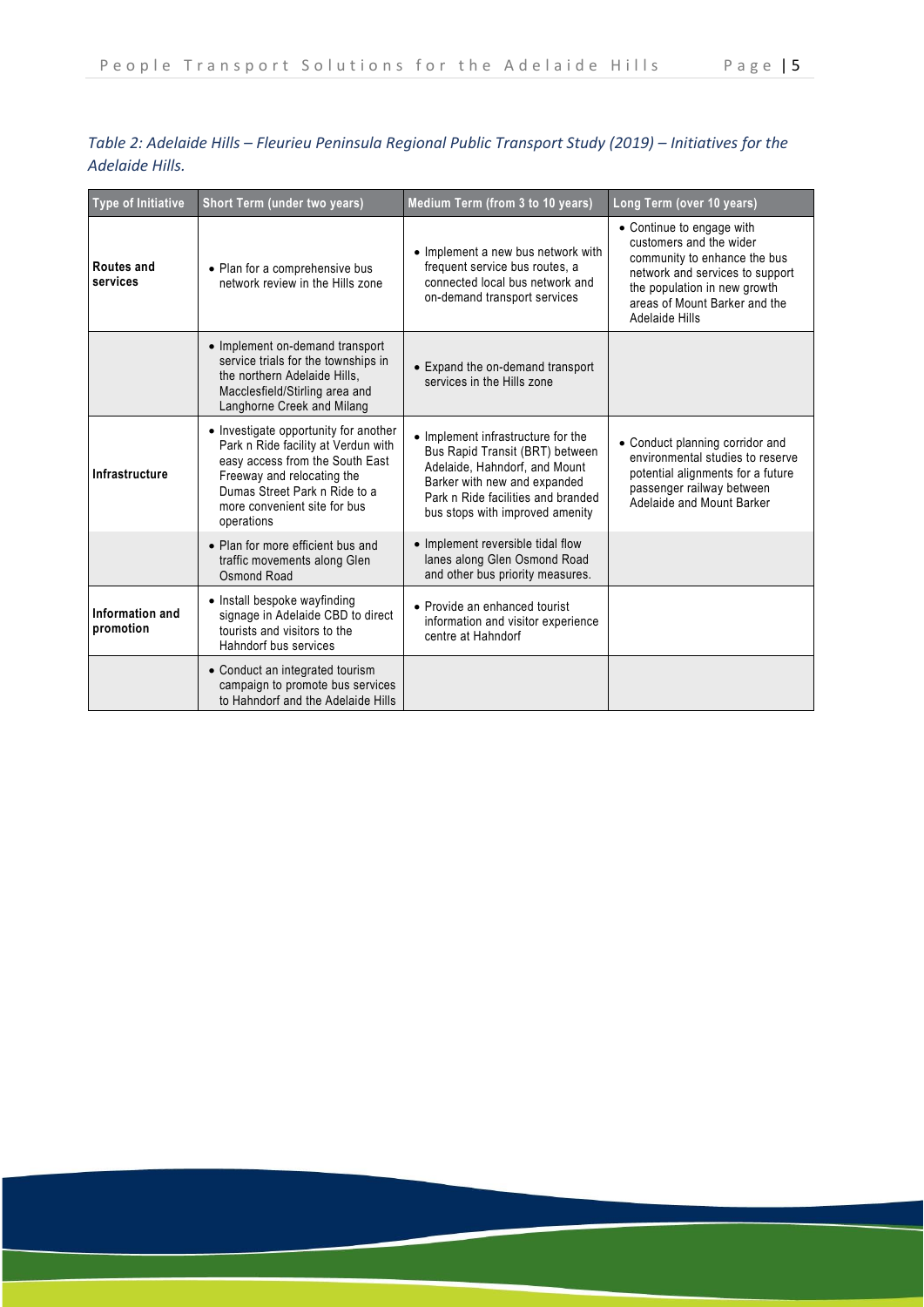*Table 2: Adelaide Hills – Fleurieu Peninsula Regional Public Transport Study (2019) – Initiatives for the Adelaide Hills.*

| Type of Initiative | Short Term (under two years) | Medium Term (from 3 to 10 years) | Long Term (over 10 years) |
|---|---|---|---|
| **Routes and services** | • Plan for a comprehensive bus network review in the Hills zone | • Implement a new bus network with frequent service bus routes, a connected local bus network and on-demand transport services | • Continue to engage with customers and the wider community to enhance the bus network and services to support the population in new growth areas of Mount Barker and the Adelaide Hills |
| | • Implement on-demand transport service trials for the townships in the northern Adelaide Hills, Macclesfield/Stirling area and Langhorne Creek and Milang | • Expand the on-demand transport services in the Hills zone | |
| **Infrastructure** | • Investigate opportunity for another Park n Ride facility at Verdun with easy access from the South East Freeway and relocating the Dumas Street Park n Ride to a more convenient site for bus operations | • Implement infrastructure for the Bus Rapid Transit (BRT) between Adelaide, Hahndorf, and Mount Barker with new and expanded Park n Ride facilities and branded bus stops with improved amenity | • Conduct planning corridor and environmental studies to reserve potential alignments for a future passenger railway between Adelaide and Mount Barker |
| | • Plan for more efficient bus and traffic movements along Glen Osmond Road | • Implement reversible tidal flow lanes along Glen Osmond Road and other bus priority measures. | |
| **Information and promotion** | • Install bespoke wayfinding signage in Adelaide CBD to direct tourists and visitors to the Hahndorf bus services | • Provide an enhanced tourist information and visitor experience centre at Hahndorf | |
| | • Conduct an integrated tourism campaign to promote bus services to Hahndorf and the Adelaide Hills | | |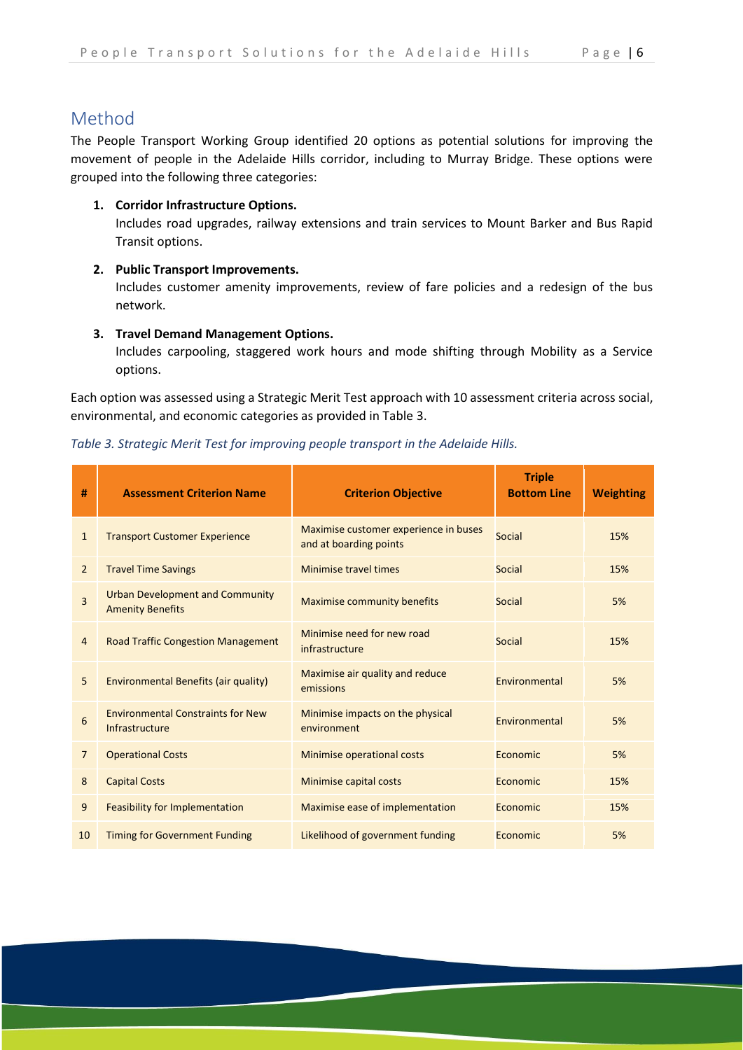## Method

The People Transport Working Group identified 20 options as potential solutions for improving the movement of people in the Adelaide Hills corridor, including to Murray Bridge. These options were grouped into the following three categories:

1. **Corridor Infrastructure Options.**
   Includes road upgrades, railway extensions and train services to Mount Barker and Bus Rapid Transit options.
2. **Public Transport Improvements.**
   Includes customer amenity improvements, review of fare policies and a redesign of the bus network.
3. **Travel Demand Management Options.**
   Includes carpooling, staggered work hours and mode shifting through Mobility as a Service options.

Each option was assessed using a Strategic Merit Test approach with 10 assessment criteria across social, environmental, and economic categories as provided in Table 3.

*Table 3. Strategic Merit Test for improving people transport in the Adelaide Hills.*

| # | Assessment Criterion Name | Criterion Objective | Triple Bottom Line | Weighting |
|---|---|---|---|---|
| 1 | Transport Customer Experience | Maximise customer experience in buses and at boarding points | Social | 15% |
| 2 | Travel Time Savings | Minimise travel times | Social | 15% |
| 3 | Urban Development and Community Amenity Benefits | Maximise community benefits | Social | 5% |
| 4 | Road Traffic Congestion Management | Minimise need for new road infrastructure | Social | 15% |
| 5 | Environmental Benefits (air quality) | Maximise air quality and reduce emissions | Environmental | 5% |
| 6 | Environmental Constraints for New Infrastructure | Minimise impacts on the physical environment | Environmental | 5% |
| 7 | Operational Costs | Minimise operational costs | Economic | 5% |
| 8 | Capital Costs | Minimise capital costs | Economic | 15% |
| 9 | Feasibility for Implementation | Maximise ease of implementation | Economic | 15% |
| 10 | Timing for Government Funding | Likelihood of government funding | Economic | 5% |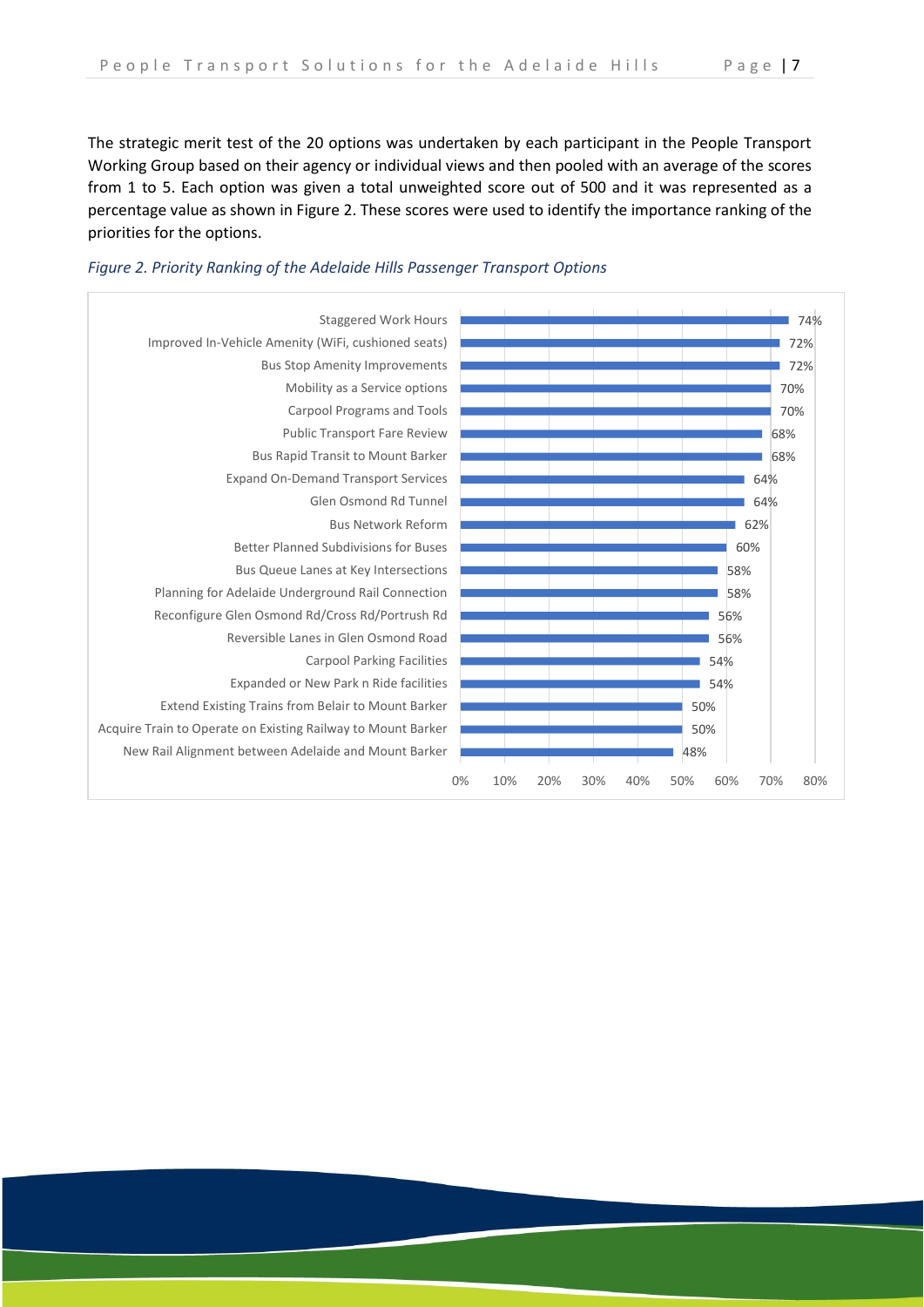The strategic merit test of the 20 options was undertaken by each participant in the People Transport Working Group based on their agency or individual views and then pooled with an average of the scores from 1 to 5. Each option was given a total unweighted score out of 500 and it was represented as a percentage value as shown in Figure 2. These scores were used to identify the importance ranking of the priorities for the options.

*Figure 2. Priority Ranking of the Adelaide Hills Passenger Transport Options*

| Option | Score |
|---|---|
| Staggered Work Hours | 74% |
| Improved In-Vehicle Amenity (WiFi, cushioned seats) | 72% |
| Bus Stop Amenity Improvements | 72% |
| Mobility as a Service options | 70% |
| Carpool Programs and Tools | 70% |
| Public Transport Fare Review | 68% |
| Bus Rapid Transit to Mount Barker | 68% |
| Expand On-Demand Transport Services | 64% |
| Glen Osmond Rd Tunnel | 64% |
| Bus Network Reform | 62% |
| Better Planned Subdivisions for Buses | 60% |
| Bus Queue Lanes at Key Intersections | 58% |
| Planning for Adelaide Underground Rail Connection | 58% |
| Reconfigure Glen Osmond Rd/Cross Rd/Portrush Rd | 56% |
| Reversible Lanes in Glen Osmond Road | 56% |
| Carpool Parking Facilities | 54% |
| Expanded or New Park n Ride facilities | 54% |
| Extend Existing Trains from Belair to Mount Barker | 50% |
| Acquire Train to Operate on Existing Railway to Mount Barker | 50% |
| New Rail Alignment between Adelaide and Mount Barker | 48% |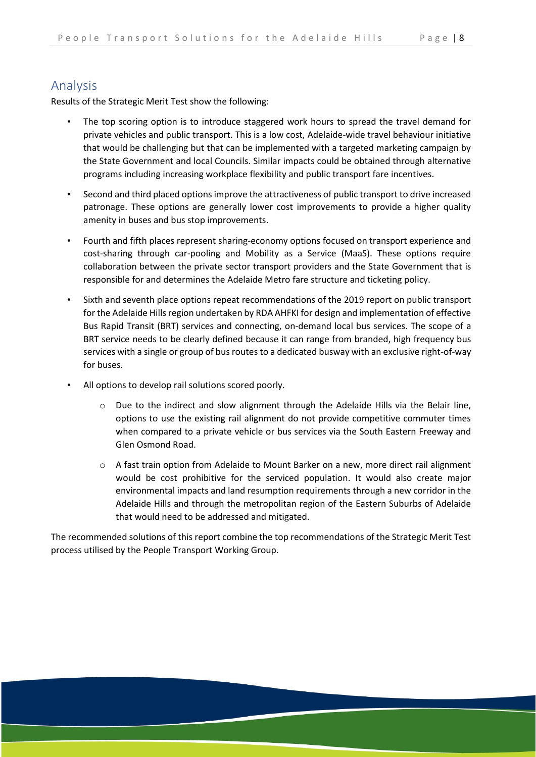## Analysis

Results of the Strategic Merit Test show the following:

- The top scoring option is to introduce staggered work hours to spread the travel demand for private vehicles and public transport. This is a low cost, Adelaide-wide travel behaviour initiative that would be challenging but that can be implemented with a targeted marketing campaign by the State Government and local Councils. Similar impacts could be obtained through alternative programs including increasing workplace flexibility and public transport fare incentives.
- Second and third placed options improve the attractiveness of public transport to drive increased patronage. These options are generally lower cost improvements to provide a higher quality amenity in buses and bus stop improvements.
- Fourth and fifth places represent sharing-economy options focused on transport experience and cost-sharing through car-pooling and Mobility as a Service (MaaS). These options require collaboration between the private sector transport providers and the State Government that is responsible for and determines the Adelaide Metro fare structure and ticketing policy.
- Sixth and seventh place options repeat recommendations of the 2019 report on public transport for the Adelaide Hills region undertaken by RDA AHFKI for design and implementation of effective Bus Rapid Transit (BRT) services and connecting, on-demand local bus services. The scope of a BRT service needs to be clearly defined because it can range from branded, high frequency bus services with a single or group of bus routes to a dedicated busway with an exclusive right-of-way for buses.
- All options to develop rail solutions scored poorly.
  - Due to the indirect and slow alignment through the Adelaide Hills via the Belair line, options to use the existing rail alignment do not provide competitive commuter times when compared to a private vehicle or bus services via the South Eastern Freeway and Glen Osmond Road.
  - A fast train option from Adelaide to Mount Barker on a new, more direct rail alignment would be cost prohibitive for the serviced population. It would also create major environmental impacts and land resumption requirements through a new corridor in the Adelaide Hills and through the metropolitan region of the Eastern Suburbs of Adelaide that would need to be addressed and mitigated.

The recommended solutions of this report combine the top recommendations of the Strategic Merit Test process utilised by the People Transport Working Group.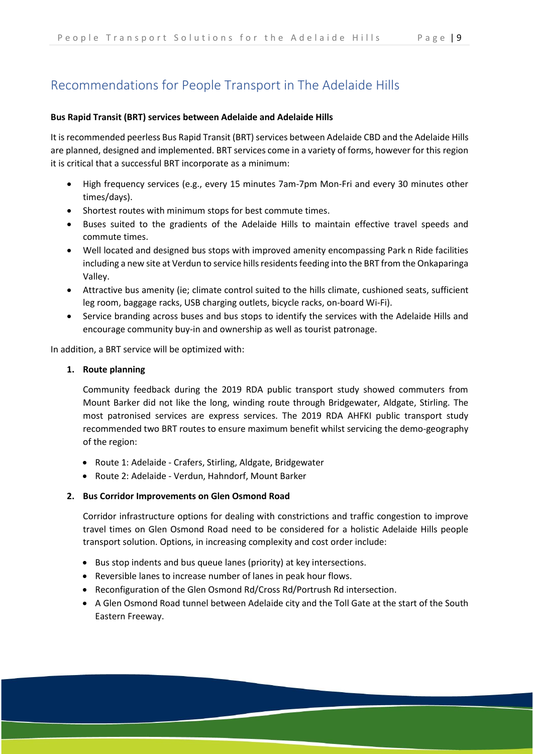## Recommendations for People Transport in The Adelaide Hills

**Bus Rapid Transit (BRT) services between Adelaide and Adelaide Hills**

It is recommended peerless Bus Rapid Transit (BRT) services between Adelaide CBD and the Adelaide Hills are planned, designed and implemented. BRT services come in a variety of forms, however for this region it is critical that a successful BRT incorporate as a minimum:

- High frequency services (e.g., every 15 minutes 7am-7pm Mon-Fri and every 30 minutes other times/days).
- Shortest routes with minimum stops for best commute times.
- Buses suited to the gradients of the Adelaide Hills to maintain effective travel speeds and commute times.
- Well located and designed bus stops with improved amenity encompassing Park n Ride facilities including a new site at Verdun to service hills residents feeding into the BRT from the Onkaparinga Valley.
- Attractive bus amenity (ie; climate control suited to the hills climate, cushioned seats, sufficient leg room, baggage racks, USB charging outlets, bicycle racks, on-board Wi-Fi).
- Service branding across buses and bus stops to identify the services with the Adelaide Hills and encourage community buy-in and ownership as well as tourist patronage.

In addition, a BRT service will be optimized with:

1. **Route planning**

   Community feedback during the 2019 RDA public transport study showed commuters from Mount Barker did not like the long, winding route through Bridgewater, Aldgate, Stirling. The most patronised services are express services. The 2019 RDA AHFKI public transport study recommended two BRT routes to ensure maximum benefit whilst servicing the demo-geography of the region:

   - Route 1: Adelaide - Crafers, Stirling, Aldgate, Bridgewater
   - Route 2: Adelaide - Verdun, Hahndorf, Mount Barker

2. **Bus Corridor Improvements on Glen Osmond Road**

   Corridor infrastructure options for dealing with constrictions and traffic congestion to improve travel times on Glen Osmond Road need to be considered for a holistic Adelaide Hills people transport solution. Options, in increasing complexity and cost order include:

   - Bus stop indents and bus queue lanes (priority) at key intersections.
   - Reversible lanes to increase number of lanes in peak hour flows.
   - Reconfiguration of the Glen Osmond Rd/Cross Rd/Portrush Rd intersection.
   - A Glen Osmond Road tunnel between Adelaide city and the Toll Gate at the start of the South Eastern Freeway.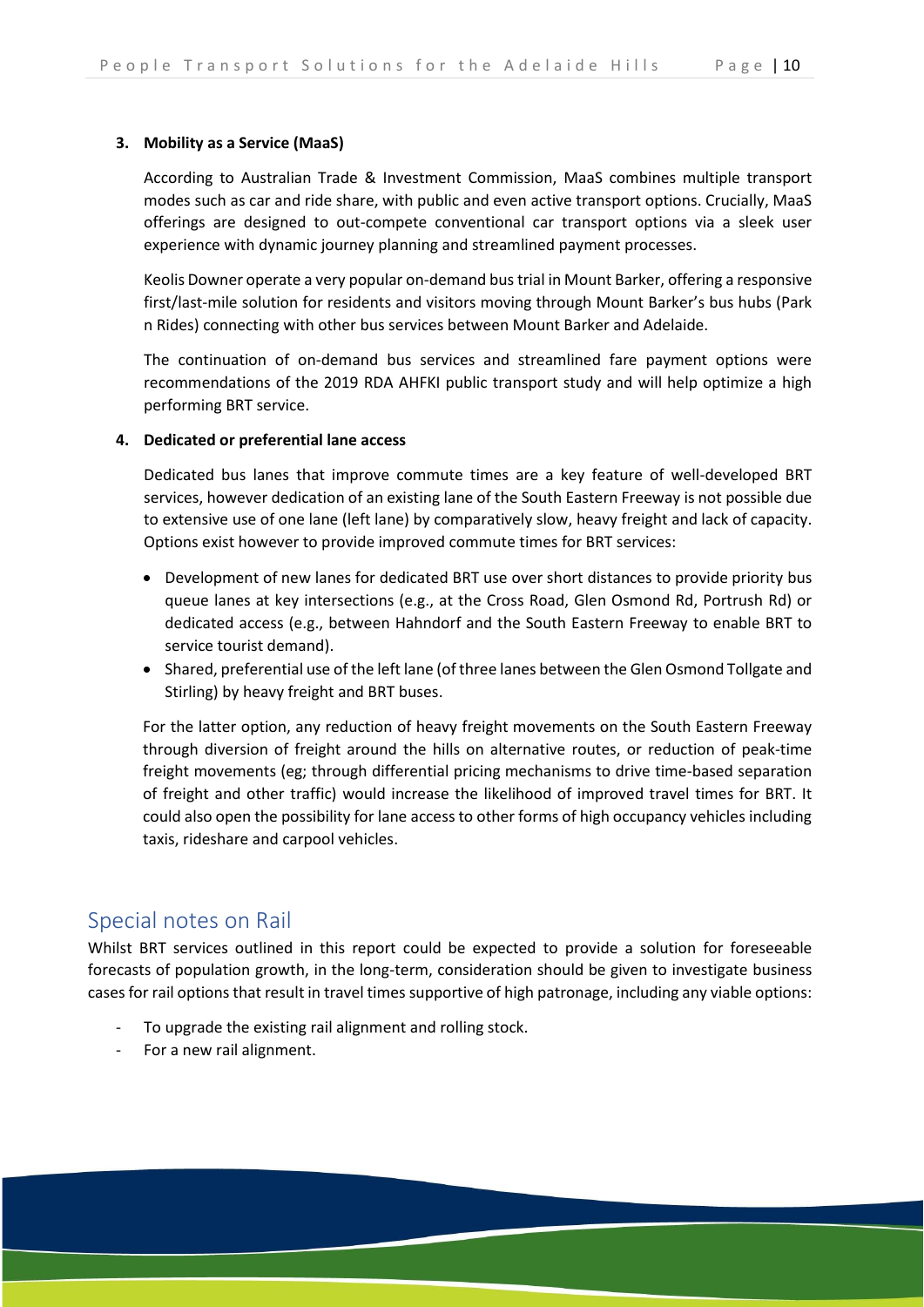3. **Mobility as a Service (MaaS)**

   According to Australian Trade & Investment Commission, MaaS combines multiple transport modes such as car and ride share, with public and even active transport options. Crucially, MaaS offerings are designed to out-compete conventional car transport options via a sleek user experience with dynamic journey planning and streamlined payment processes.

   Keolis Downer operate a very popular on-demand bus trial in Mount Barker, offering a responsive first/last-mile solution for residents and visitors moving through Mount Barker's bus hubs (Park n Rides) connecting with other bus services between Mount Barker and Adelaide.

   The continuation of on-demand bus services and streamlined fare payment options were recommendations of the 2019 RDA AHFKI public transport study and will help optimize a high performing BRT service.

4. **Dedicated or preferential lane access**

   Dedicated bus lanes that improve commute times are a key feature of well-developed BRT services, however dedication of an existing lane of the South Eastern Freeway is not possible due to extensive use of one lane (left lane) by comparatively slow, heavy freight and lack of capacity. Options exist however to provide improved commute times for BRT services:

   - Development of new lanes for dedicated BRT use over short distances to provide priority bus queue lanes at key intersections (e.g., at the Cross Road, Glen Osmond Rd, Portrush Rd) or dedicated access (e.g., between Hahndorf and the South Eastern Freeway to enable BRT to service tourist demand).
   - Shared, preferential use of the left lane (of three lanes between the Glen Osmond Tollgate and Stirling) by heavy freight and BRT buses.

   For the latter option, any reduction of heavy freight movements on the South Eastern Freeway through diversion of freight around the hills on alternative routes, or reduction of peak-time freight movements (eg; through differential pricing mechanisms to drive time-based separation of freight and other traffic) would increase the likelihood of improved travel times for BRT. It could also open the possibility for lane access to other forms of high occupancy vehicles including taxis, rideshare and carpool vehicles.

## Special notes on Rail

Whilst BRT services outlined in this report could be expected to provide a solution for foreseeable forecasts of population growth, in the long-term, consideration should be given to investigate business cases for rail options that result in travel times supportive of high patronage, including any viable options:

- To upgrade the existing rail alignment and rolling stock.
- For a new rail alignment.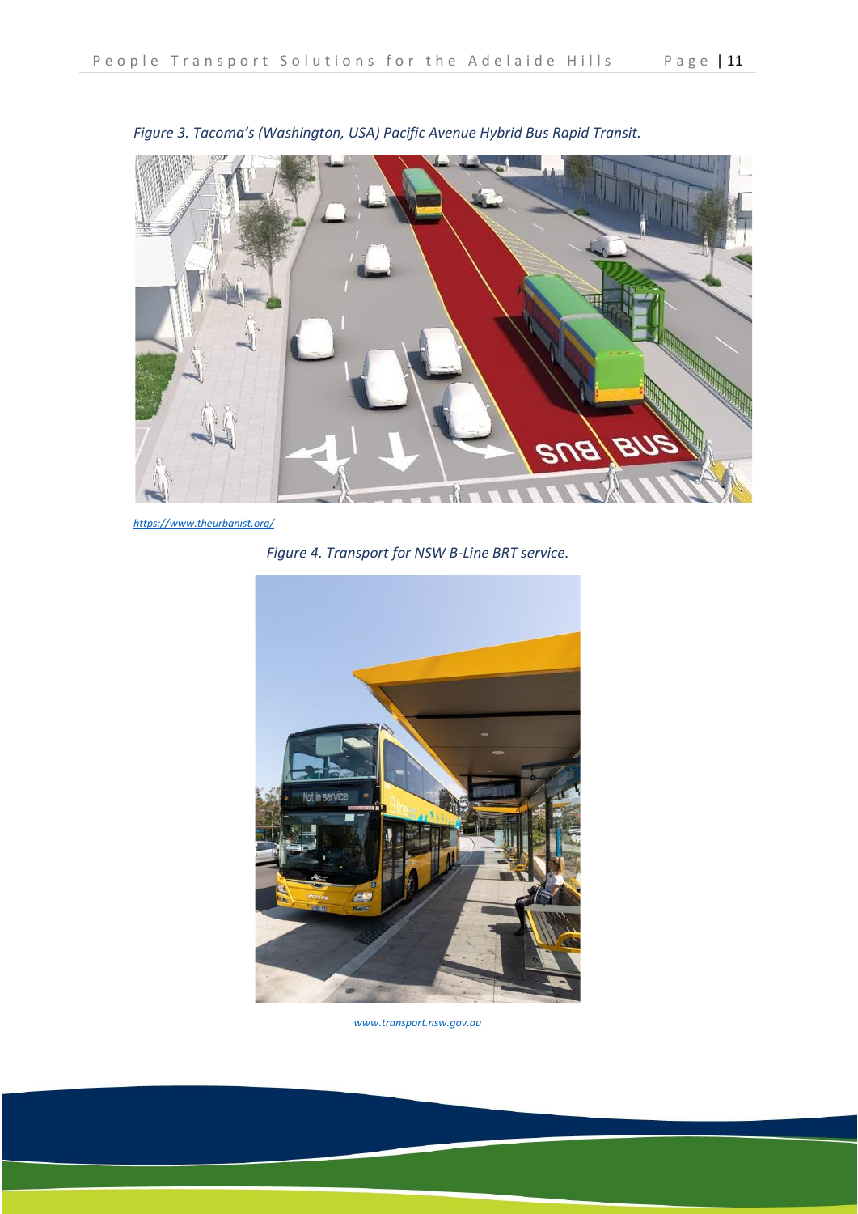*Figure 3. Tacoma's (Washington, USA) Pacific Avenue Hybrid Bus Rapid Transit.*

*https://www.theurbanist.org/*

*Figure 4. Transport for NSW B-Line BRT service.*

*www.transport.nsw.gov.au*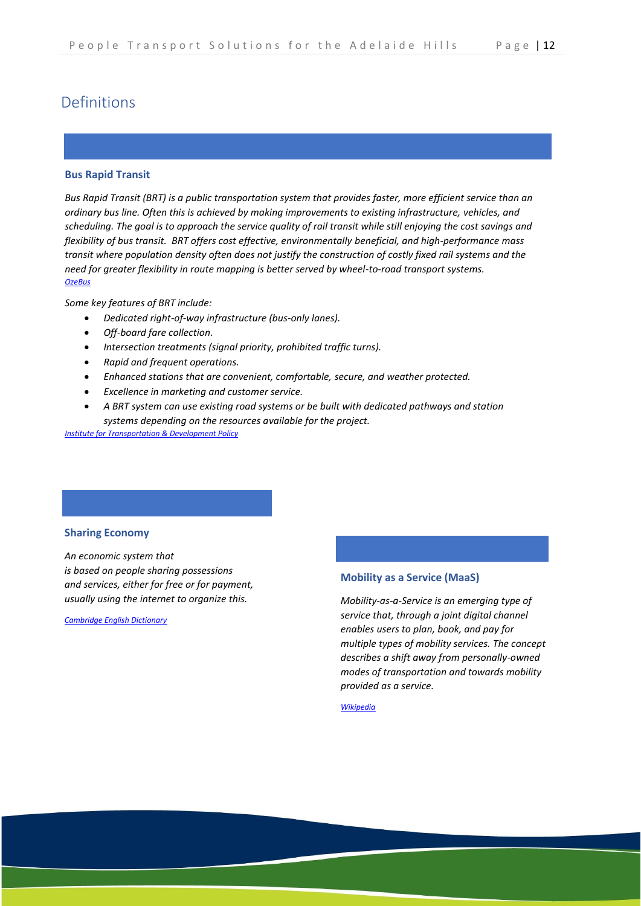# Definitions

### Bus Rapid Transit

*Bus Rapid Transit (BRT) is a public transportation system that provides faster, more efficient service than an ordinary bus line. Often this is achieved by making improvements to existing infrastructure, vehicles, and scheduling. The goal is to approach the service quality of rail transit while still enjoying the cost savings and flexibility of bus transit. BRT offers cost effective, environmentally beneficial, and high-performance mass transit where population density often does not justify the construction of costly fixed rail systems and the need for greater flexibility in route mapping is better served by wheel-to-road transport systems.*
*OzeBus*

*Some key features of BRT include:*

- *Dedicated right-of-way infrastructure (bus-only lanes).*
- *Off-board fare collection.*
- *Intersection treatments (signal priority, prohibited traffic turns).*
- *Rapid and frequent operations.*
- *Enhanced stations that are convenient, comfortable, secure, and weather protected.*
- *Excellence in marketing and customer service.*
- *A BRT system can use existing road systems or be built with dedicated pathways and station systems depending on the resources available for the project.*

*Institute for Transportation & Development Policy*

### Sharing Economy

*An economic system that is based on people sharing possessions and services, either for free or for payment, usually using the internet to organize this.*

*Cambridge English Dictionary*

### Mobility as a Service (MaaS)

*Mobility-as-a-Service is an emerging type of service that, through a joint digital channel enables users to plan, book, and pay for multiple types of mobility services. The concept describes a shift away from personally-owned modes of transportation and towards mobility provided as a service.*

*Wikipedia*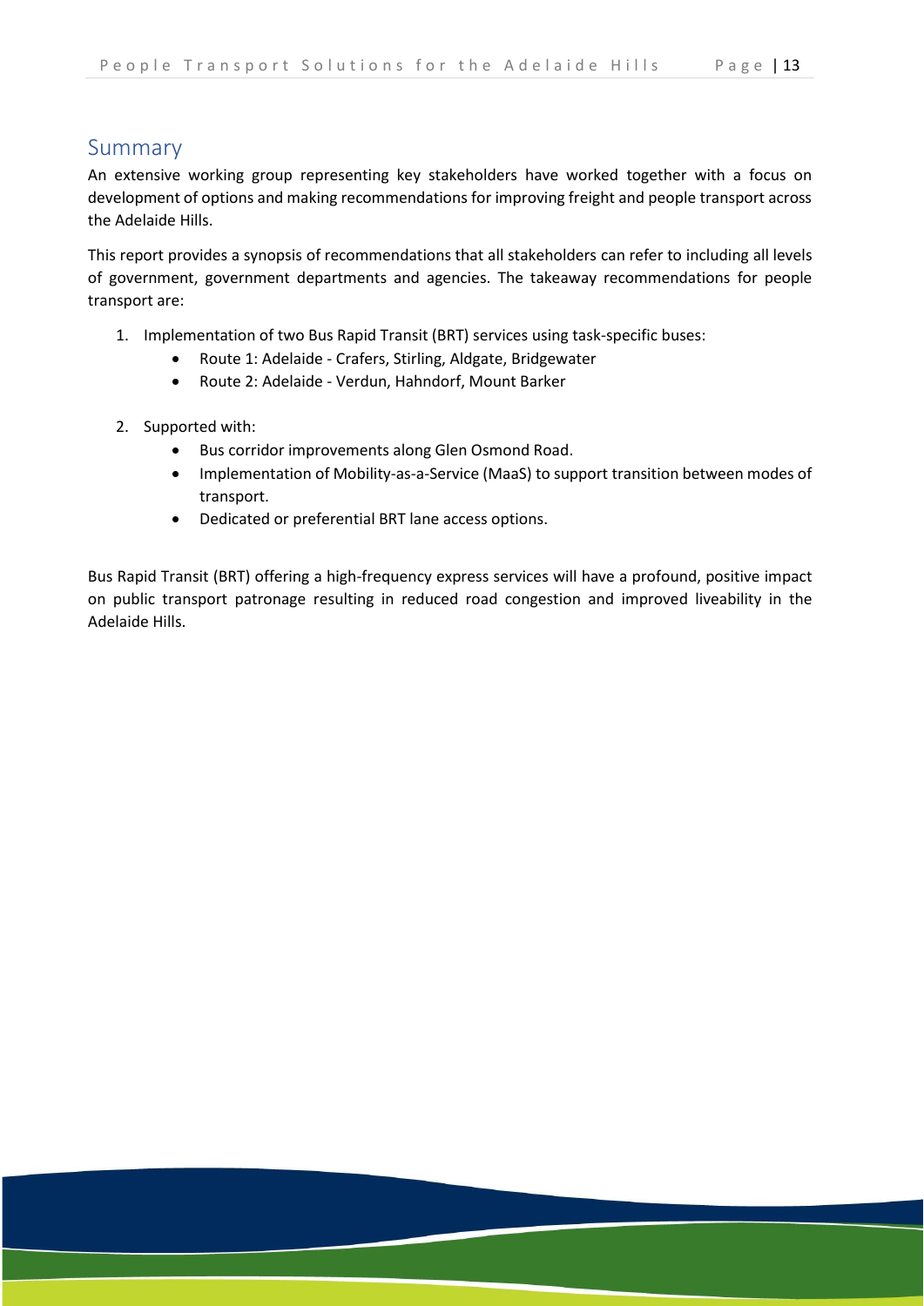## Summary

An extensive working group representing key stakeholders have worked together with a focus on development of options and making recommendations for improving freight and people transport across the Adelaide Hills.

This report provides a synopsis of recommendations that all stakeholders can refer to including all levels of government, government departments and agencies. The takeaway recommendations for people transport are:

1. Implementation of two Bus Rapid Transit (BRT) services using task-specific buses:
   - Route 1: Adelaide - Crafers, Stirling, Aldgate, Bridgewater
   - Route 2: Adelaide - Verdun, Hahndorf, Mount Barker

2. Supported with:
   - Bus corridor improvements along Glen Osmond Road.
   - Implementation of Mobility-as-a-Service (MaaS) to support transition between modes of transport.
   - Dedicated or preferential BRT lane access options.

Bus Rapid Transit (BRT) offering a high-frequency express services will have a profound, positive impact on public transport patronage resulting in reduced road congestion and improved liveability in the Adelaide Hills.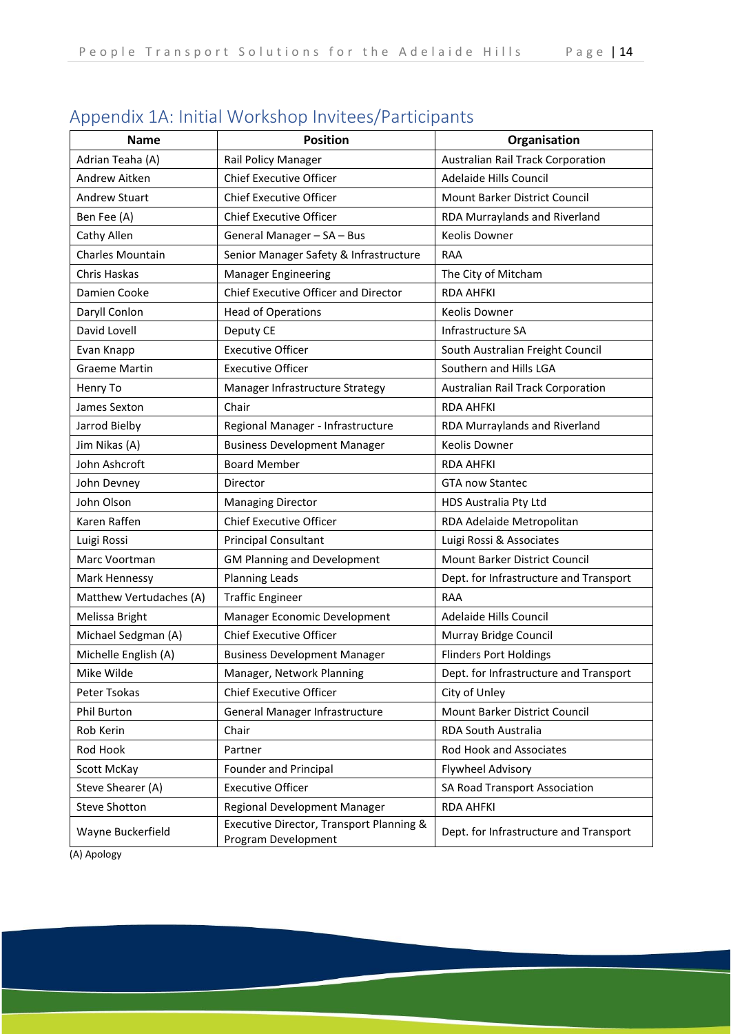## Appendix 1A: Initial Workshop Invitees/Participants

| Name | Position | Organisation |
|---|---|---|
| Adrian Teaha (A) | Rail Policy Manager | Australian Rail Track Corporation |
| Andrew Aitken | Chief Executive Officer | Adelaide Hills Council |
| Andrew Stuart | Chief Executive Officer | Mount Barker District Council |
| Ben Fee (A) | Chief Executive Officer | RDA Murraylands and Riverland |
| Cathy Allen | General Manager – SA – Bus | Keolis Downer |
| Charles Mountain | Senior Manager Safety & Infrastructure | RAA |
| Chris Haskas | Manager Engineering | The City of Mitcham |
| Damien Cooke | Chief Executive Officer and Director | RDA AHFKI |
| Daryll Conlon | Head of Operations | Keolis Downer |
| David Lovell | Deputy CE | Infrastructure SA |
| Evan Knapp | Executive Officer | South Australian Freight Council |
| Graeme Martin | Executive Officer | Southern and Hills LGA |
| Henry To | Manager Infrastructure Strategy | Australian Rail Track Corporation |
| James Sexton | Chair | RDA AHFKI |
| Jarrod Bielby | Regional Manager - Infrastructure | RDA Murraylands and Riverland |
| Jim Nikas (A) | Business Development Manager | Keolis Downer |
| John Ashcroft | Board Member | RDA AHFKI |
| John Devney | Director | GTA now Stantec |
| John Olson | Managing Director | HDS Australia Pty Ltd |
| Karen Raffen | Chief Executive Officer | RDA Adelaide Metropolitan |
| Luigi Rossi | Principal Consultant | Luigi Rossi & Associates |
| Marc Voortman | GM Planning and Development | Mount Barker District Council |
| Mark Hennessy | Planning Leads | Dept. for Infrastructure and Transport |
| Matthew Vertudaches (A) | Traffic Engineer | RAA |
| Melissa Bright | Manager Economic Development | Adelaide Hills Council |
| Michael Sedgman (A) | Chief Executive Officer | Murray Bridge Council |
| Michelle English (A) | Business Development Manager | Flinders Port Holdings |
| Mike Wilde | Manager, Network Planning | Dept. for Infrastructure and Transport |
| Peter Tsokas | Chief Executive Officer | City of Unley |
| Phil Burton | General Manager Infrastructure | Mount Barker District Council |
| Rob Kerin | Chair | RDA South Australia |
| Rod Hook | Partner | Rod Hook and Associates |
| Scott McKay | Founder and Principal | Flywheel Advisory |
| Steve Shearer (A) | Executive Officer | SA Road Transport Association |
| Steve Shotton | Regional Development Manager | RDA AHFKI |
| Wayne Buckerfield | Executive Director, Transport Planning & Program Development | Dept. for Infrastructure and Transport |

(A) Apology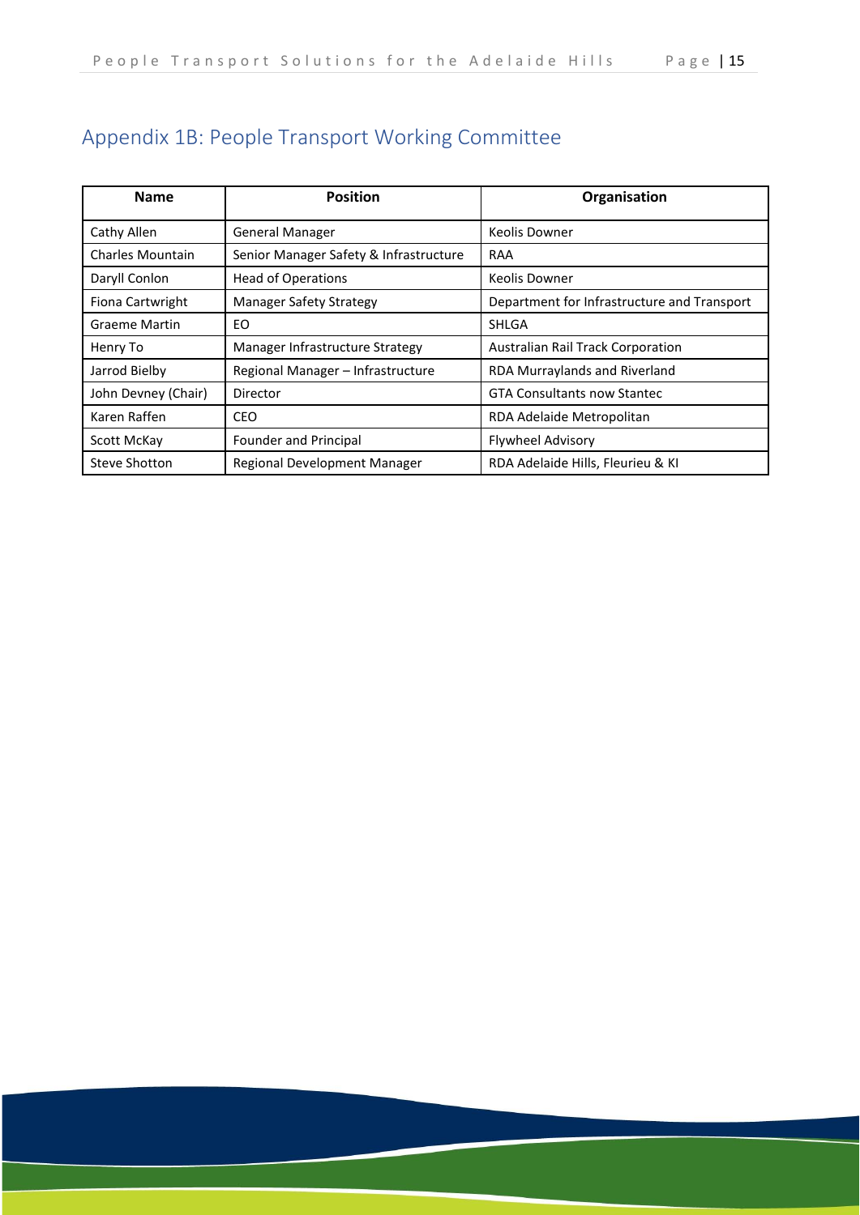## Appendix 1B: People Transport Working Committee

| Name | Position | Organisation |
|---|---|---|
| Cathy Allen | General Manager | Keolis Downer |
| Charles Mountain | Senior Manager Safety & Infrastructure | RAA |
| Daryll Conlon | Head of Operations | Keolis Downer |
| Fiona Cartwright | Manager Safety Strategy | Department for Infrastructure and Transport |
| Graeme Martin | EO | SHLGA |
| Henry To | Manager Infrastructure Strategy | Australian Rail Track Corporation |
| Jarrod Bielby | Regional Manager – Infrastructure | RDA Murraylands and Riverland |
| John Devney (Chair) | Director | GTA Consultants now Stantec |
| Karen Raffen | CEO | RDA Adelaide Metropolitan |
| Scott McKay | Founder and Principal | Flywheel Advisory |
| Steve Shotton | Regional Development Manager | RDA Adelaide Hills, Fleurieu & KI |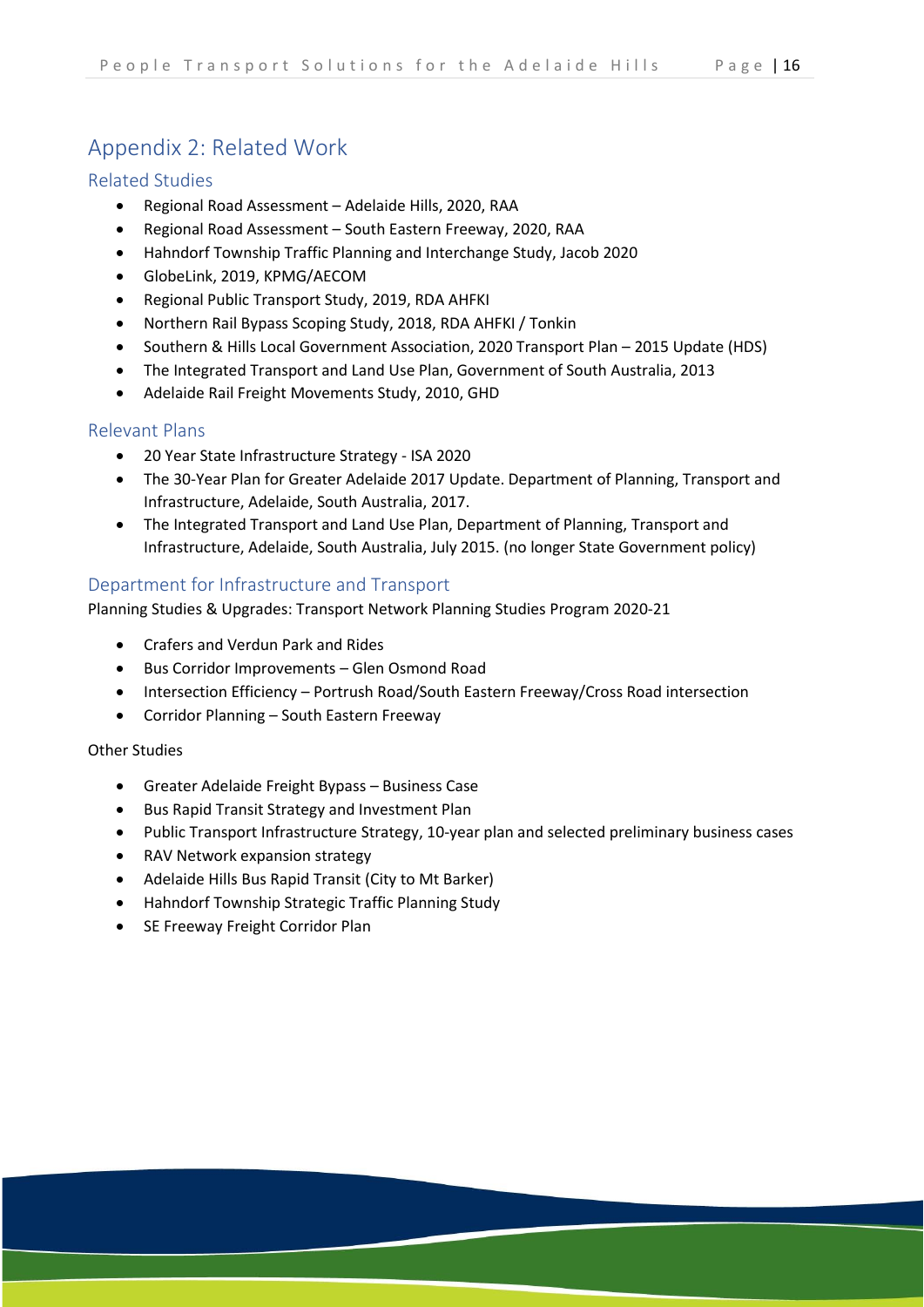# Appendix 2: Related Work

## Related Studies

- Regional Road Assessment – Adelaide Hills, 2020, RAA
- Regional Road Assessment – South Eastern Freeway, 2020, RAA
- Hahndorf Township Traffic Planning and Interchange Study, Jacob 2020
- GlobeLink, 2019, KPMG/AECOM
- Regional Public Transport Study, 2019, RDA AHFKI
- Northern Rail Bypass Scoping Study, 2018, RDA AHFKI / Tonkin
- Southern & Hills Local Government Association, 2020 Transport Plan – 2015 Update (HDS)
- The Integrated Transport and Land Use Plan, Government of South Australia, 2013
- Adelaide Rail Freight Movements Study, 2010, GHD

## Relevant Plans

- 20 Year State Infrastructure Strategy - ISA 2020
- The 30-Year Plan for Greater Adelaide 2017 Update. Department of Planning, Transport and Infrastructure, Adelaide, South Australia, 2017.
- The Integrated Transport and Land Use Plan, Department of Planning, Transport and Infrastructure, Adelaide, South Australia, July 2015. (no longer State Government policy)

## Department for Infrastructure and Transport

Planning Studies & Upgrades: Transport Network Planning Studies Program 2020-21

- Crafers and Verdun Park and Rides
- Bus Corridor Improvements – Glen Osmond Road
- Intersection Efficiency – Portrush Road/South Eastern Freeway/Cross Road intersection
- Corridor Planning – South Eastern Freeway

Other Studies

- Greater Adelaide Freight Bypass – Business Case
- Bus Rapid Transit Strategy and Investment Plan
- Public Transport Infrastructure Strategy, 10-year plan and selected preliminary business cases
- RAV Network expansion strategy
- Adelaide Hills Bus Rapid Transit (City to Mt Barker)
- Hahndorf Township Strategic Traffic Planning Study
- SE Freeway Freight Corridor Plan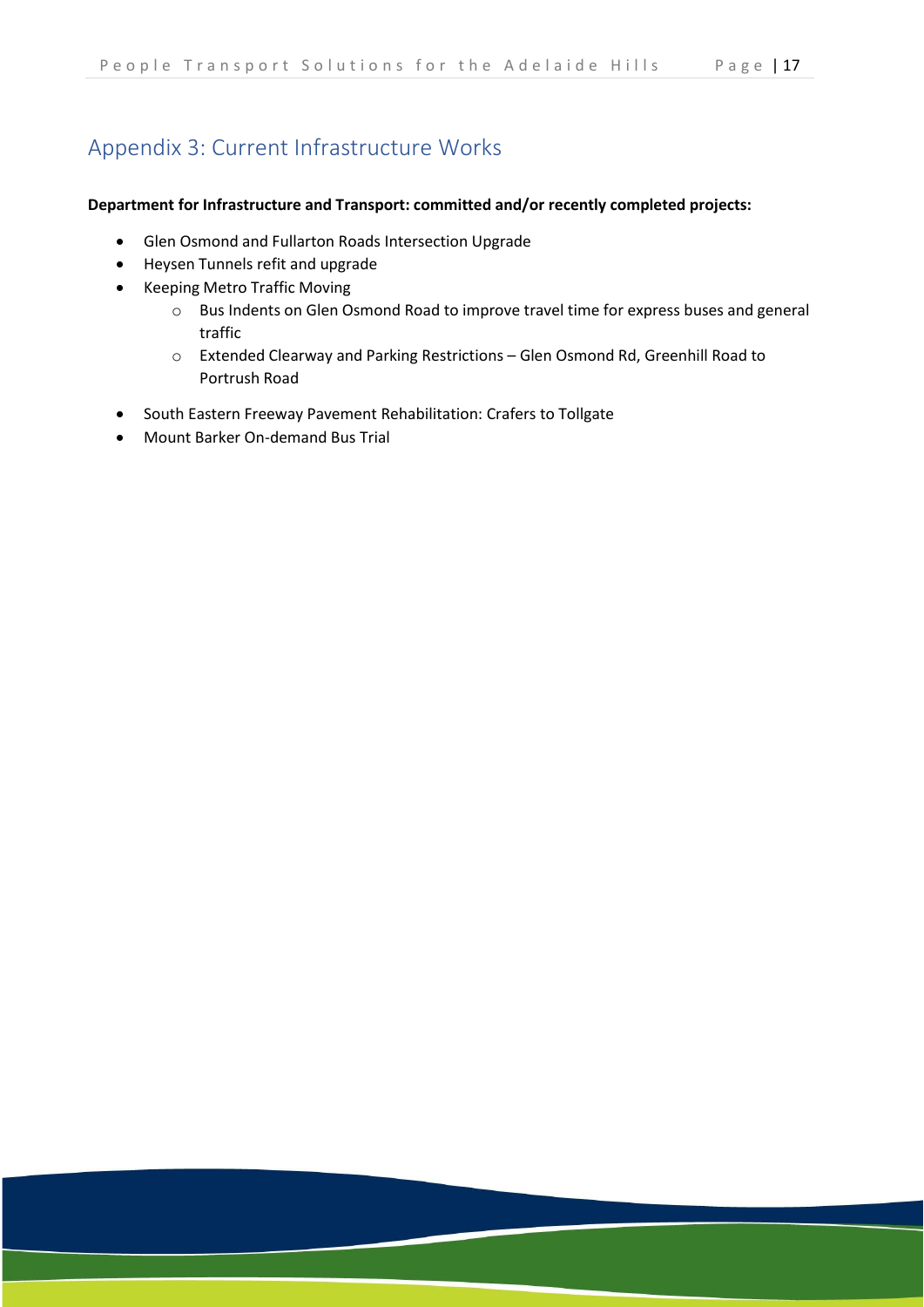## Appendix 3: Current Infrastructure Works

**Department for Infrastructure and Transport: committed and/or recently completed projects:**

- Glen Osmond and Fullarton Roads Intersection Upgrade
- Heysen Tunnels refit and upgrade
- Keeping Metro Traffic Moving
    - Bus Indents on Glen Osmond Road to improve travel time for express buses and general traffic
    - Extended Clearway and Parking Restrictions – Glen Osmond Rd, Greenhill Road to Portrush Road
- South Eastern Freeway Pavement Rehabilitation: Crafers to Tollgate
- Mount Barker On-demand Bus Trial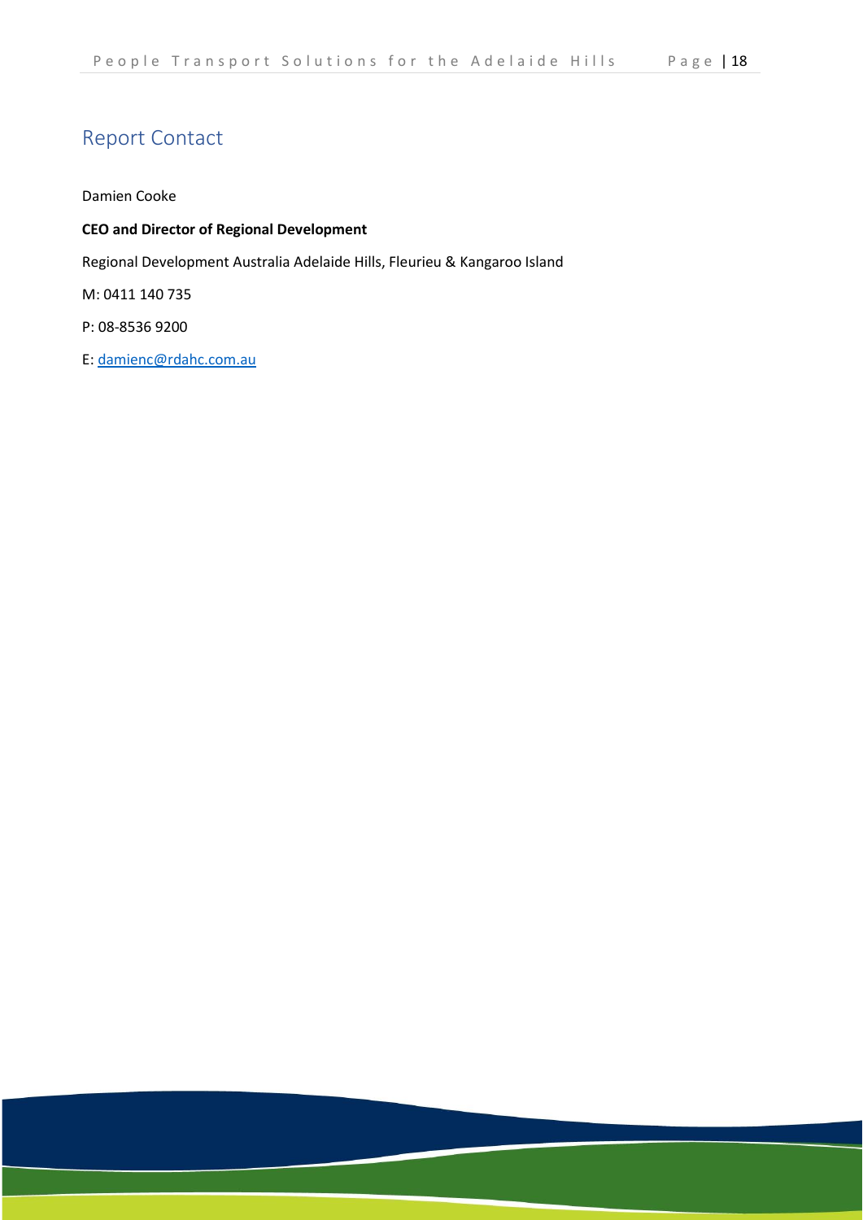## Report Contact

Damien Cooke

**CEO and Director of Regional Development**

Regional Development Australia Adelaide Hills, Fleurieu & Kangaroo Island

M: 0411 140 735

P: 08-8536 9200

E: damienc@rdahc.com.au